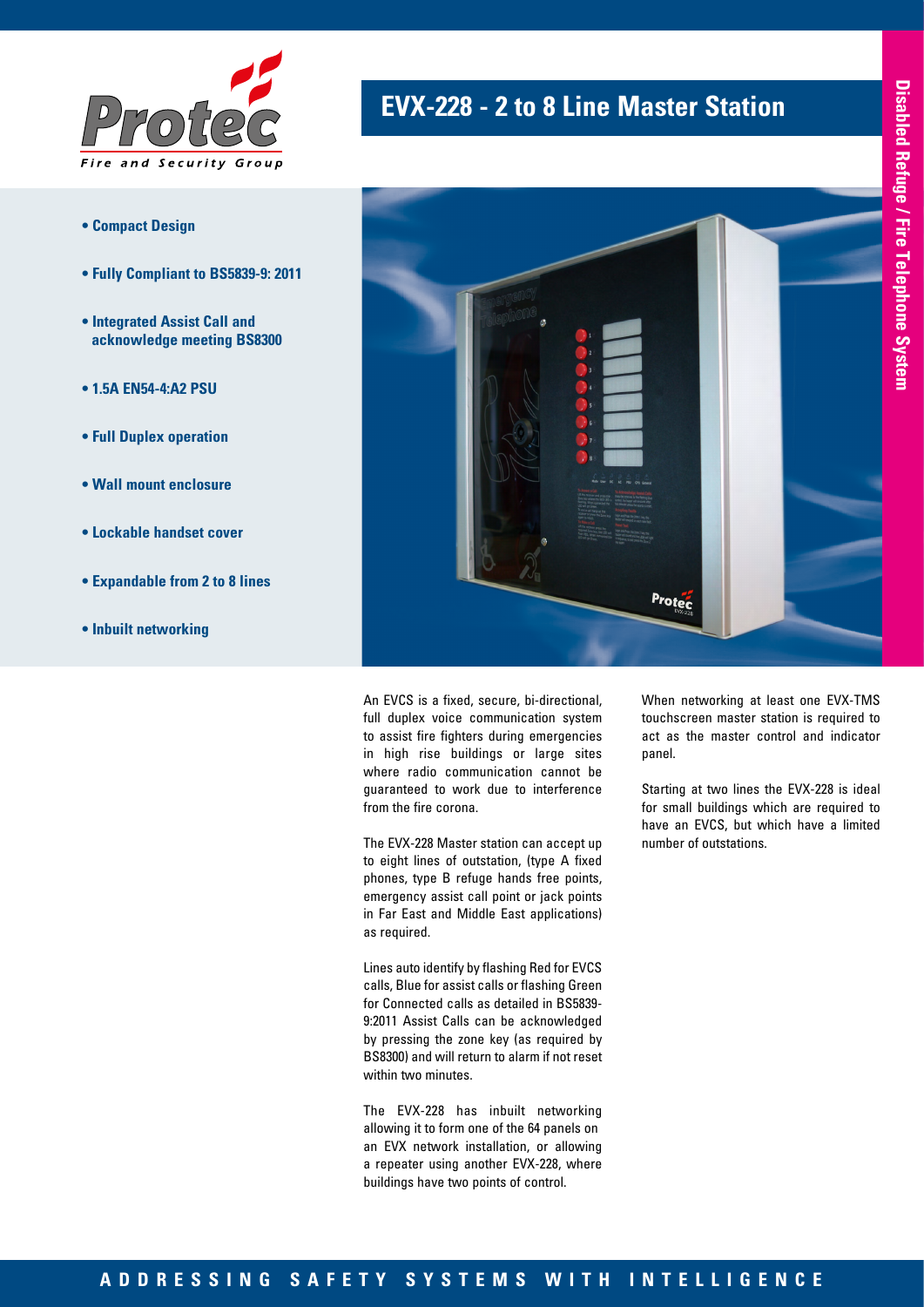# EVX-228 - 2 to 8 Line Master Station

Disabled Refuge / Fire Telephone System

- **Compact Design**
- **Fully Compliant to BS5839-9: 2011**
- **Integrated Assist Call and acknowledge meeting BS8300**
- **1.5A EN54-4:A2 PSU**
- **Full Duplex operation**
- **Wall mount enclosure**
- **Lockable handset cover**
- **Expandable from 2 to 8 lines**
- **Inbuilt networking**

An EVCS is a fixed, secure, bi-directional, full duplex voice communication system to assist fire fighters during emergencies in high rise buildings or large sites where radio communication cannot be guaranteed to work due to interference from the fire corona.

The EVX-228 Master station can accept up to eight lines of outstation, (type A fixed phones, type B refuge hands free points, emergency assist call point or jack points in Far East and Middle East applications) as required.

Lines auto identify by flashing Red for EVCS calls, Blue for assist calls or flashing Green for Connected calls as detailed in BS5839-9:2011 Assist Calls can be acknowledged by pressing the zone key (as required by BS8300) and will return to alarm if not reset within two minutes.

The EVX-228 has inbuilt networking allowing it to form one of the 64 panels on an EVX network installation, or allowing a repeater using another EVX-228, where buildings have two points of control.

When networking at least one EVX-TMS touchscreen master station is required to act as the master control and indicator panel.

Starting at two lines the EVX-228 is ideal for small buildings which are required to have an EVCS, but which have a limited number of outstations.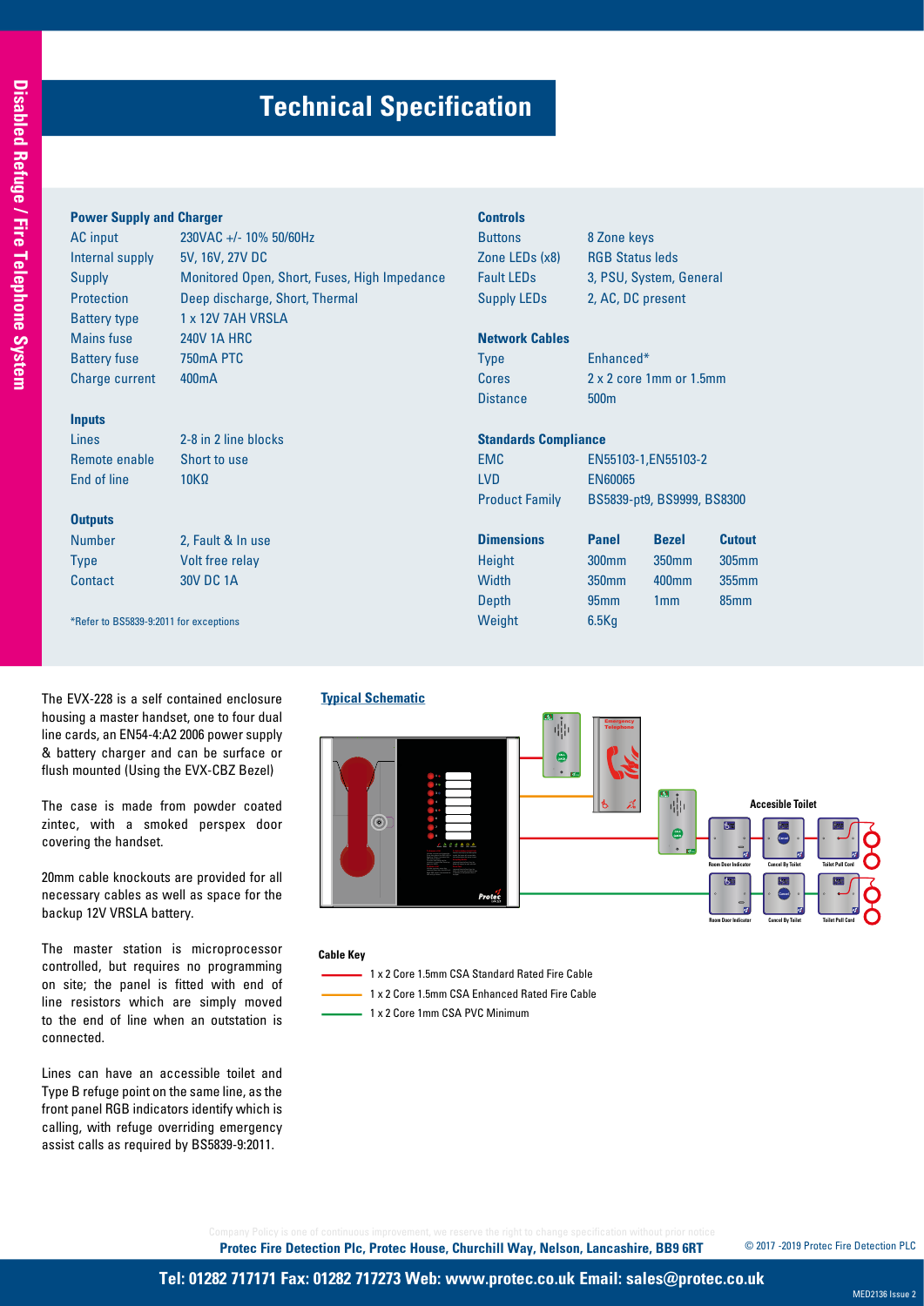# Technical Specification

### Power Supply and Charger

| | |
|---|---|
| AC input | 230VAC +/- 10% 50/60Hz |
| Internal supply | 5V, 16V, 27V DC |
| Supply | Monitored Open, Short, Fuses, High Impedance |
| Protection | Deep discharge, Short, Thermal |
| Battery type | 1 x 12V 7AH VRSLA |
| Mains fuse | 240V 1A HRC |
| Battery fuse | 750mA PTC |
| Charge current | 400mA |

### Inputs

| | |
|---|---|
| Lines | 2-8 in 2 line blocks |
| Remote enable | Short to use |
| End of line | 10KΩ |

### Outputs

| | |
|---|---|
| Number | 2, Fault & In use |
| Type | Volt free relay |
| Contact | 30V DC 1A |

*Refer to BS5839-9:2011 for exceptions

### Controls

| | |
|---|---|
| Buttons | 8 Zone keys |
| Zone LEDs (x8) | RGB Status leds |
| Fault LEDs | 3, PSU, System, General |
| Supply LEDs | 2, AC, DC present |

### Network Cables

| | |
|---|---|
| Type | Enhanced* |
| Cores | 2 x 2 core 1mm or 1.5mm |
| Distance | 500m |

### Standards Compliance

| | |
|---|---|
| EMC | EN55103-1,EN55103-2 |
| LVD | EN60065 |
| Product Family | BS5839-pt9, BS9999, BS8300 |

| Dimensions | Panel | Bezel | Cutout |
|---|---|---|---|
| Height | 300mm | 350mm | 305mm |
| Width | 350mm | 400mm | 355mm |
| Depth | 95mm | 1mm | 85mm |
| Weight | 6.5Kg | | |

The EVX-228 is a self contained enclosure housing a master handset, one to four dual line cards, an EN54-4:A2 2006 power supply & battery charger and can be surface or flush mounted (Using the EVX-CBZ Bezel)

The case is made from powder coated zintec, with a smoked perspex door covering the handset.

20mm cable knockouts are provided for all necessary cables as well as space for the backup 12V VRSLA battery.

The master station is microprocessor controlled, but requires no programming on site; the panel is fitted with end of line resistors which are simply moved to the end of line when an outstation is connected.

Lines can have an accessible toilet and Type B refuge point on the same line, as the front panel RGB indicators identify which is calling, with refuge overriding emergency assist calls as required by BS5839-9:2011.

### Typical Schematic

Accesible Toilet

Room Door Indicator

Cancel By Toilet

Toilet Pull Cord

**Cable Key**

- 1 x 2 Core 1.5mm CSA Standard Rated Fire Cable
- 1 x 2 Core 1.5mm CSA Enhanced Rated Fire Cable
- 1 x 2 Core 1mm CSA PVC Minimum

Company Policy is one of continuous improvement, we reserve the right to change specification without prior notice

**Protec Fire Detection Plc, Protec House, Churchill Way, Nelson, Lancashire, BB9 6RT**

© 2017 -2019 Protec Fire Detection PLC

**Tel: 01282 717171 Fax: 01282 717273 Web: www.protec.co.uk Email: sales@protec.co.uk**

MED2136 Issue 2